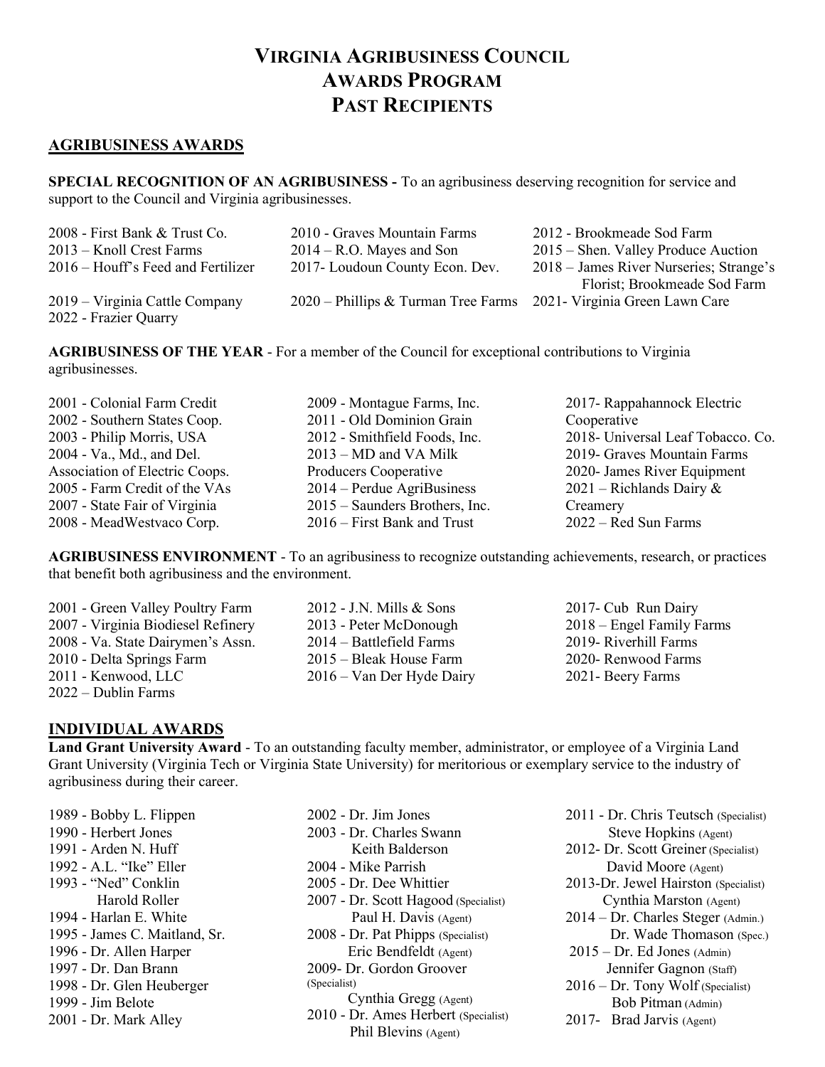# Virginia Agribusiness Council Awards Program Past Recipients

## AGRIBUSINESS AWARDS

**SPECIAL RECOGNITION OF AN AGRIBUSINESS -** To an agribusiness deserving recognition for service and support to the Council and Virginia agribusinesses.

- 2008 - First Bank & Trust Co.
- 2010 - Graves Mountain Farms
- 2012 - Brookmeade Sod Farm
- 2013 – Knoll Crest Farms
- 2014 – R.O. Mayes and Son
- 2015 – Shen. Valley Produce Auction
- 2016 – Houff's Feed and Fertilizer
- 2017- Loudoun County Econ. Dev.
- 2018 – James River Nurseries; Strange's Florist; Brookmeade Sod Farm
- 2019 – Virginia Cattle Company
- 2020 – Phillips & Turman Tree Farms
- 2021- Virginia Green Lawn Care
- 2022 - Frazier Quarry

**AGRIBUSINESS OF THE YEAR** - For a member of the Council for exceptional contributions to Virginia agribusinesses.

- 2001 - Colonial Farm Credit
- 2002 - Southern States Coop.
- 2003 - Philip Morris, USA
- 2004 - Va., Md., and Del. Association of Electric Coops.
- 2005 - Farm Credit of the VAs
- 2007 - State Fair of Virginia
- 2008 - MeadWestvaco Corp.
- 2009 - Montague Farms, Inc.
- 2011 - Old Dominion Grain
- 2012 - Smithfield Foods, Inc.
- 2013 – MD and VA Milk Producers Cooperative
- 2014 – Perdue AgriBusiness
- 2015 – Saunders Brothers, Inc.
- 2016 – First Bank and Trust
- 2017- Rappahannock Electric Cooperative
- 2018- Universal Leaf Tobacco. Co.
- 2019- Graves Mountain Farms
- 2020- James River Equipment
- 2021 – Richlands Dairy & Creamery
- 2022 – Red Sun Farms

**AGRIBUSINESS ENVIRONMENT** - To an agribusiness to recognize outstanding achievements, research, or practices that benefit both agribusiness and the environment.

- 2001 - Green Valley Poultry Farm
- 2007 - Virginia Biodiesel Refinery
- 2008 - Va. State Dairymen's Assn.
- 2010 - Delta Springs Farm
- 2011 - Kenwood, LLC
- 2012 - J.N. Mills & Sons
- 2013 - Peter McDonough
- 2014 – Battlefield Farms
- 2015 – Bleak House Farm
- 2016 – Van Der Hyde Dairy
- 2017- Cub Run Dairy
- 2018 – Engel Family Farms
- 2019- Riverhill Farms
- 2020- Renwood Farms
- 2021- Beery Farms
- 2022 – Dublin Farms

## INDIVIDUAL AWARDS

**Land Grant University Award** - To an outstanding faculty member, administrator, or employee of a Virginia Land Grant University (Virginia Tech or Virginia State University) for meritorious or exemplary service to the industry of agribusiness during their career.

- 1989 - Bobby L. Flippen
- 1990 - Herbert Jones
- 1991 - Arden N. Huff
- 1992 - A.L. "Ike" Eller
- 1993 - "Ned" Conklin, Harold Roller
- 1994 - Harlan E. White
- 1995 - James C. Maitland, Sr.
- 1996 - Dr. Allen Harper
- 1997 - Dr. Dan Brann
- 1998 - Dr. Glen Heuberger
- 1999 - Jim Belote
- 2001 - Dr. Mark Alley
- 2002 - Dr. Jim Jones
- 2003 - Dr. Charles Swann, Keith Balderson
- 2004 - Mike Parrish
- 2005 - Dr. Dee Whittier
- 2007 - Dr. Scott Hagood (Specialist), Paul H. Davis (Agent)
- 2008 - Dr. Pat Phipps (Specialist), Eric Bendfeldt (Agent)
- 2009- Dr. Gordon Groover (Specialist), Cynthia Gregg (Agent)
- 2010 - Dr. Ames Herbert (Specialist), Phil Blevins (Agent)
- 2011 - Dr. Chris Teutsch (Specialist), Steve Hopkins (Agent)
- 2012- Dr. Scott Greiner (Specialist), David Moore (Agent)
- 2013-Dr. Jewel Hairston (Specialist), Cynthia Marston (Agent)
- 2014 – Dr. Charles Steger (Admin.), Dr. Wade Thomason (Spec.)
- 2015 – Dr. Ed Jones (Admin), Jennifer Gagnon (Staff)
- 2016 – Dr. Tony Wolf (Specialist), Bob Pitman (Admin)
- 2017- Brad Jarvis (Agent)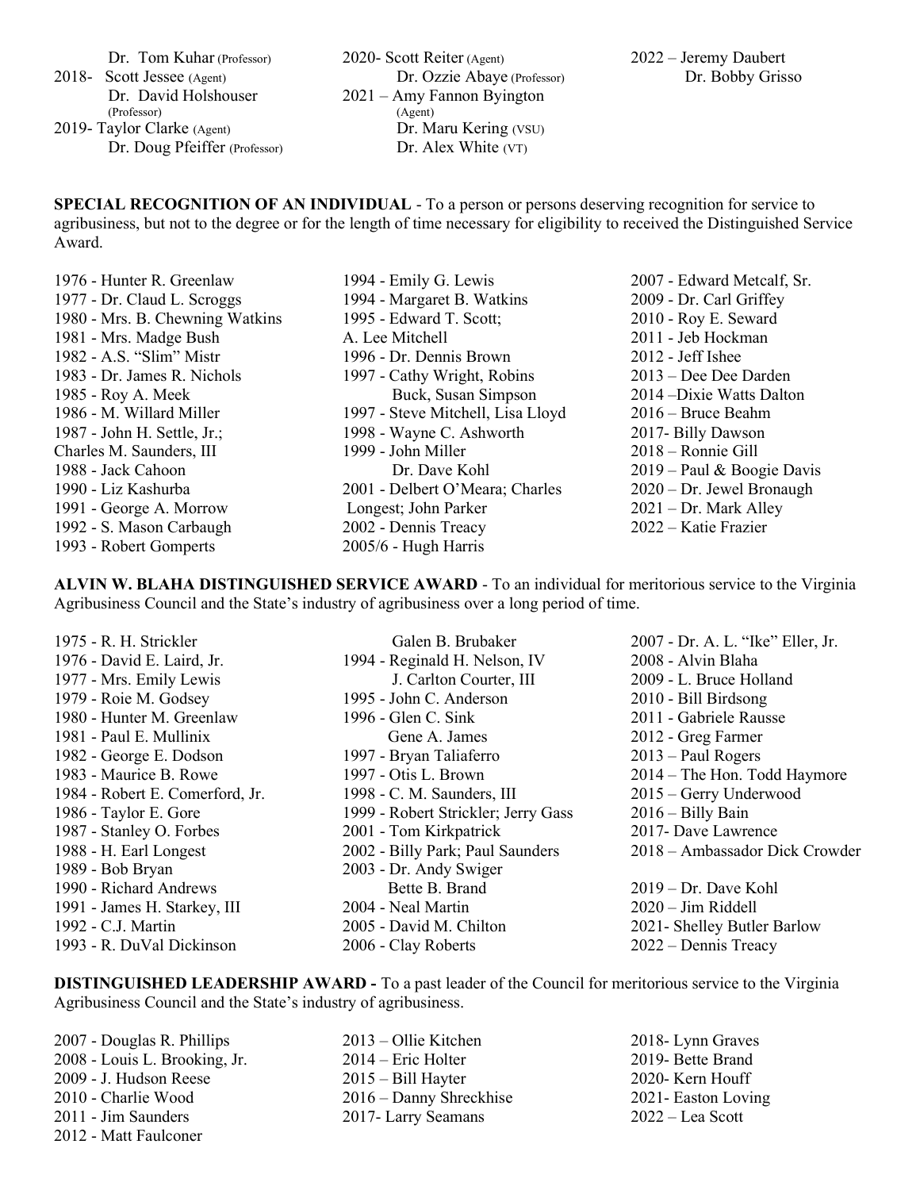Dr. Tom Kuhar (Professor)
2018- Scott Jessee (Agent)
Dr. David Holshouser (Professor)
2019- Taylor Clarke (Agent)
Dr. Doug Pfeiffer (Professor)
2020- Scott Reiter (Agent)
Dr. Ozzie Abaye (Professor)
2021 – Amy Fannon Byington (Agent)
Dr. Maru Kering (VSU)
Dr. Alex White (VT)
2022 – Jeremy Daubert
Dr. Bobby Grisso

**SPECIAL RECOGNITION OF AN INDIVIDUAL** - To a person or persons deserving recognition for service to agribusiness, but not to the degree or for the length of time necessary for eligibility to received the Distinguished Service Award.

1976 - Hunter R. Greenlaw
1977 - Dr. Claud L. Scroggs
1980 - Mrs. B. Chewning Watkins
1981 - Mrs. Madge Bush
1982 - A.S. "Slim" Mistr
1983 - Dr. James R. Nichols
1985 - Roy A. Meek
1986 - M. Willard Miller
1987 - John H. Settle, Jr.; Charles M. Saunders, III
1988 - Jack Cahoon
1990 - Liz Kashurba
1991 - George A. Morrow
1992 - S. Mason Carbaugh
1993 - Robert Gomperts
1994 - Emily G. Lewis
1994 - Margaret B. Watkins
1995 - Edward T. Scott; A. Lee Mitchell
1996 - Dr. Dennis Brown
1997 - Cathy Wright, Robins Buck, Susan Simpson
1997 - Steve Mitchell, Lisa Lloyd
1998 - Wayne C. Ashworth
1999 - John Miller
Dr. Dave Kohl
2001 - Delbert O'Meara; Charles Longest; John Parker
2002 - Dennis Treacy
2005/6 - Hugh Harris
2007 - Edward Metcalf, Sr.
2009 - Dr. Carl Griffey
2010 - Roy E. Seward
2011 - Jeb Hockman
2012 - Jeff Ishee
2013 – Dee Dee Darden
2014 –Dixie Watts Dalton
2016 – Bruce Beahm
2017- Billy Dawson
2018 – Ronnie Gill
2019 – Paul & Boogie Davis
2020 – Dr. Jewel Bronaugh
2021 – Dr. Mark Alley
2022 – Katie Frazier

**ALVIN W. BLAHA DISTINGUISHED SERVICE AWARD** - To an individual for meritorious service to the Virginia Agribusiness Council and the State's industry of agribusiness over a long period of time.

1975 - R. H. Strickler
1976 - David E. Laird, Jr.
1977 - Mrs. Emily Lewis
1979 - Roie M. Godsey
1980 - Hunter M. Greenlaw
1981 - Paul E. Mullinix
1982 - George E. Dodson
1983 - Maurice B. Rowe
1984 - Robert E. Comerford, Jr.
1986 - Taylor E. Gore
1987 - Stanley O. Forbes
1988 - H. Earl Longest
1989 - Bob Bryan
1990 - Richard Andrews
1991 - James H. Starkey, III
1992 - C.J. Martin
1993 - R. DuVal Dickinson
Galen B. Brubaker
1994 - Reginald H. Nelson, IV
J. Carlton Courter, III
1995 - John C. Anderson
1996 - Glen C. Sink
Gene A. James
1997 - Bryan Taliaferro
1997 - Otis L. Brown
1998 - C. M. Saunders, III
1999 - Robert Strickler; Jerry Gass
2001 - Tom Kirkpatrick
2002 - Billy Park; Paul Saunders
2003 - Dr. Andy Swiger
Bette B. Brand
2004 - Neal Martin
2005 - David M. Chilton
2006 - Clay Roberts
2007 - Dr. A. L. "Ike" Eller, Jr.
2008 - Alvin Blaha
2009 - L. Bruce Holland
2010 - Bill Birdsong
2011 - Gabriele Rausse
2012 - Greg Farmer
2013 – Paul Rogers
2014 – The Hon. Todd Haymore
2015 – Gerry Underwood
2016 – Billy Bain
2017- Dave Lawrence
2018 – Ambassador Dick Crowder
2019 – Dr. Dave Kohl
2020 – Jim Riddell
2021- Shelley Butler Barlow
2022 – Dennis Treacy

**DISTINGUISHED LEADERSHIP AWARD -** To a past leader of the Council for meritorious service to the Virginia Agribusiness Council and the State's industry of agribusiness.

2007 - Douglas R. Phillips
2008 - Louis L. Brooking, Jr.
2009 - J. Hudson Reese
2010 - Charlie Wood
2011 - Jim Saunders
2012 - Matt Faulconer
2013 – Ollie Kitchen
2014 – Eric Holter
2015 – Bill Hayter
2016 – Danny Shreckhise
2017- Larry Seamans
2018- Lynn Graves
2019- Bette Brand
2020- Kern Houff
2021- Easton Loving
2022 – Lea Scott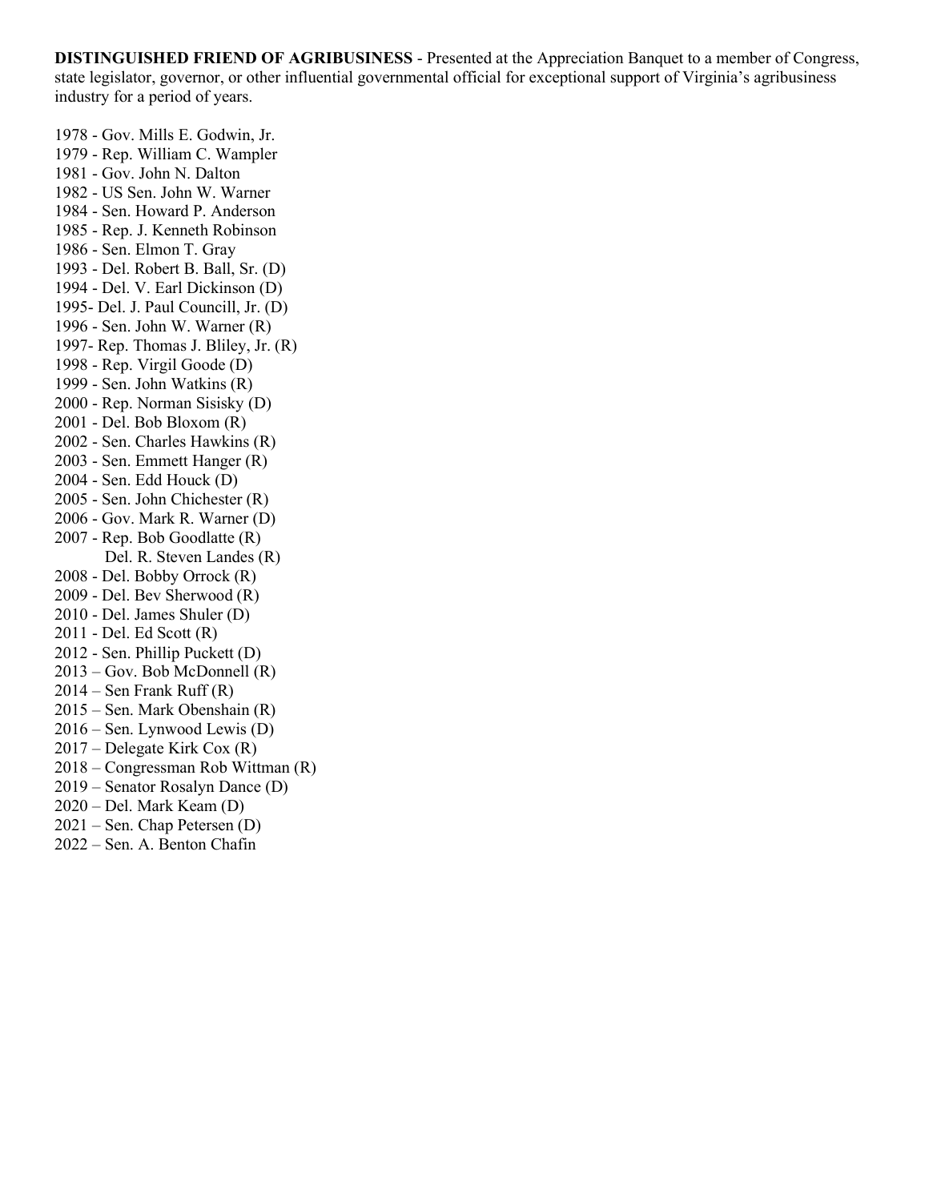**DISTINGUISHED FRIEND OF AGRIBUSINESS** - Presented at the Appreciation Banquet to a member of Congress, state legislator, governor, or other influential governmental official for exceptional support of Virginia's agribusiness industry for a period of years.

1978 - Gov. Mills E. Godwin, Jr.
1979 - Rep. William C. Wampler
1981 - Gov. John N. Dalton
1982 - US Sen. John W. Warner
1984 - Sen. Howard P. Anderson
1985 - Rep. J. Kenneth Robinson
1986 - Sen. Elmon T. Gray
1993 - Del. Robert B. Ball, Sr. (D)
1994 - Del. V. Earl Dickinson (D)
1995- Del. J. Paul Councill, Jr. (D)
1996 - Sen. John W. Warner (R)
1997- Rep. Thomas J. Bliley, Jr. (R)
1998 - Rep. Virgil Goode (D)
1999 - Sen. John Watkins (R)
2000 - Rep. Norman Sisisky (D)
2001 - Del. Bob Bloxom (R)
2002 - Sen. Charles Hawkins (R)
2003 - Sen. Emmett Hanger (R)
2004 - Sen. Edd Houck (D)
2005 - Sen. John Chichester (R)
2006 - Gov. Mark R. Warner (D)
2007 - Rep. Bob Goodlatte (R)
Del. R. Steven Landes (R)
2008 - Del. Bobby Orrock (R)
2009 - Del. Bev Sherwood (R)
2010 - Del. James Shuler (D)
2011 - Del. Ed Scott (R)
2012 - Sen. Phillip Puckett (D)
2013 – Gov. Bob McDonnell (R)
2014 – Sen Frank Ruff (R)
2015 – Sen. Mark Obenshain (R)
2016 – Sen. Lynwood Lewis (D)
2017 – Delegate Kirk Cox (R)
2018 – Congressman Rob Wittman (R)
2019 – Senator Rosalyn Dance (D)
2020 – Del. Mark Keam (D)
2021 – Sen. Chap Petersen (D)
2022 – Sen. A. Benton Chafin